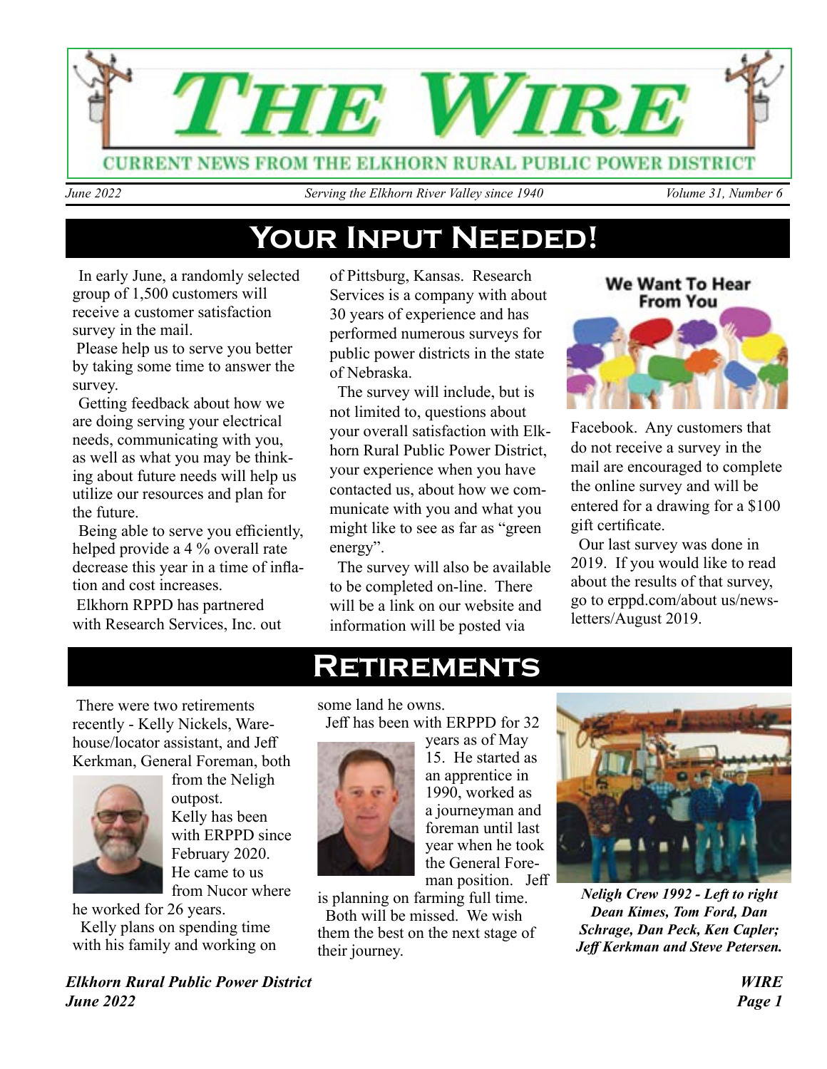# THE WIRE

CURRENT NEWS FROM THE ELKHORN RURAL PUBLIC POWER DISTRICT

*June 2022* | *Serving the Elkhorn River Valley since 1940* | *Volume 31, Number 6*

## Your Input Needed!

In early June, a randomly selected group of 1,500 customers will receive a customer satisfaction survey in the mail.

Please help us to serve you better by taking some time to answer the survey.

Getting feedback about how we are doing serving your electrical needs, communicating with you, as well as what you may be thinking about future needs will help us utilize our resources and plan for the future.

Being able to serve you efficiently, helped provide a 4 % overall rate decrease this year in a time of inflation and cost increases.

Elkhorn RPPD has partnered with Research Services, Inc. out of Pittsburg, Kansas. Research Services is a company with about 30 years of experience and has performed numerous surveys for public power districts in the state of Nebraska.

The survey will include, but is not limited to, questions about your overall satisfaction with Elkhorn Rural Public Power District, your experience when you have contacted us, about how we communicate with you and what you might like to see as far as "green energy".

The survey will also be available to be completed on-line. There will be a link on our website and information will be posted via Facebook. Any customers that do not receive a survey in the mail are encouraged to complete the online survey and will be entered for a drawing for a $100 gift certificate.

Our last survey was done in 2019. If you would like to read about the results of that survey, go to erppd.com/about us/newsletters/August 2019.

## Retirements

There were two retirements recently - Kelly Nickels, Warehouse/locator assistant, and Jeff Kerkman, General Foreman, both from the Neligh outpost.

Kelly has been with ERPPD since February 2020. He came to us from Nucor where he worked for 26 years.

Kelly plans on spending time with his family and working on some land he owns.

Jeff has been with ERPPD for 32 years as of May 15. He started as an apprentice in 1990, worked as a journeyman and foreman until last year when he took the General Foreman position. Jeff is planning on farming full time.

Both will be missed. We wish them the best on the next stage of their journey.

***Neligh Crew 1992 - Left to right Dean Kimes, Tom Ford, Dan Schrage, Dan Peck, Ken Capler; Jeff Kerkman and Steve Petersen.***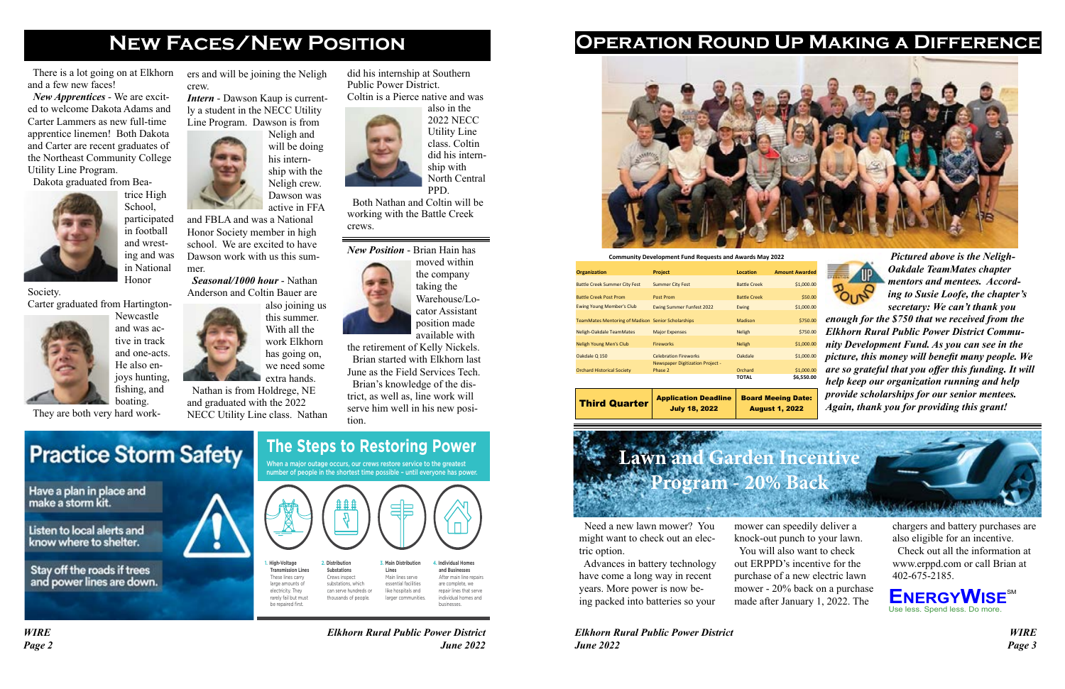# New Faces/New Position

There is a lot going on at Elkhorn and a few new faces!

***New Apprentices*** - We are excited to welcome Dakota Adams and Carter Lammers as new full-time apprentice linemen! Both Dakota and Carter are recent graduates of the Northeast Community College Utility Line Program.

Dakota graduated from Beatrice High School, participated in football and wrestling and was in National Honor Society.

Carter graduated from Hartington-Newcastle and was active in track and one-acts. He also enjoys hunting, fishing, and boating.

They are both very hard workers and will be joining the Neligh crew.

***Intern*** - Dawson Kaup is currently a student in the NECC Utility Line Program. Dawson is from Neligh and will be doing his internship with the Neligh crew. Dawson was active in FFA and FBLA and was a National Honor Society member in high school. We are excited to have Dawson work with us this summer.

***Seasonal/1000 hour*** - Nathan Anderson and Coltin Bauer are also joining us this summer. With all the work Elkhorn has going on, we need some extra hands.

Nathan is from Holdrege, NE and graduated with the 2022 NECC Utility Line class. Nathan did his internship at Southern Public Power District.

Coltin is a Pierce native and was also in the 2022 NECC Utility Line class. Coltin did his internship with North Central PPD.

Both Nathan and Coltin will be working with the Battle Creek crews.

***New Position*** - Brian Hain has moved within the company taking the Warehouse/Locator Assistant position made available with the retirement of Kelly Nickels.

Brian started with Elkhorn last June as the Field Services Tech.

Brian's knowledge of the district, as well as, line work will serve him well in his new position.

## Practice Storm Safety

- Have a plan in place and make a storm kit.
- Listen to local alerts and know where to shelter.
- Stay off the roads if trees and power lines are down.

## The Steps to Restoring Power

When a major outage occurs, our crews restore service to the greatest number of people in the shortest time possible - until everyone has power.

1. **High-Voltage Transmission Lines** These lines carry large amounts of electricity. They rarely fail but must be repaired first.
2. **Distribution Substations** Crews inspect substations, which can serve hundreds or thousands of people.
3. **Main Distribution Lines** Main lines serve essential facilities like hospitals and larger communities.
4. **Individual Homes and Businesses** After main line repairs are complete, we repair lines that serve individual homes and businesses.

# Operation Round Up Making a Difference

**Community Development Fund Requests and Awards May 2022**

| Organization | Project | Location | Amount Awarded |
|---|---|---|---|
| Battle Creek Summer City Fest | Summer City Fest | Battle Creek | $1,000.00 |
| Battle Creek Post Prom | Post Prom | Battle Creek | $50.00 |
| Ewing Young Member's Club | Ewing Summer Funfest 2022 | Ewing | $1,000.00 |
| TeamMates Mentoring of Madison | Senior Scholarships | Madison | $750.00 |
| Neligh-Oakdale TeamMates | Major Expenses | Neligh | $750.00 |
| Neligh Young Men's Club | Fireworks | Neligh | $1,000.00 |
| Oakdale Q 150 | Celebration Fireworks | Oakdale | $1,000.00 |
| Orchard Historical Society | Newspaper Digitization Project - Phase 2 | Orchard | $1,000.00 |
| | | TOTAL | $6,550.00 |

| Third Quarter | Application Deadline July 18, 2022 | Board Meeing Date: August 1, 2022 |
|---|---|---|

***Pictured above is the Neligh-Oakdale TeamMates chapter mentors and mentees. According to Susie Loofe, the chapter's secretary: We can't thank you enough for the $750 that we received from the Elkhorn Rural Public Power District Community Development Fund. As you can see in the picture, this money will benefit many people. We are so grateful that you offer this funding. It will help keep our organization running and help provide scholarships for our senior mentees. Again, thank you for providing this grant!***

# Lawn and Garden Incentive Program - 20% Back

Need a new lawn mower? You might want to check out an electric option.

Advances in battery technology have come a long way in recent years. More power is now being packed into batteries so your mower can speedily deliver a knock-out punch to your lawn.

You will also want to check out ERPPD's incentive for the purchase of a new electric lawn mower - 20% back on a purchase made after January 1, 2022. The chargers and battery purchases are also eligible for an incentive.

Check out all the information at www.erppd.com or call Brian at 402-675-2185.

**EnergyWise**SM
Use less. Spend less. Do more.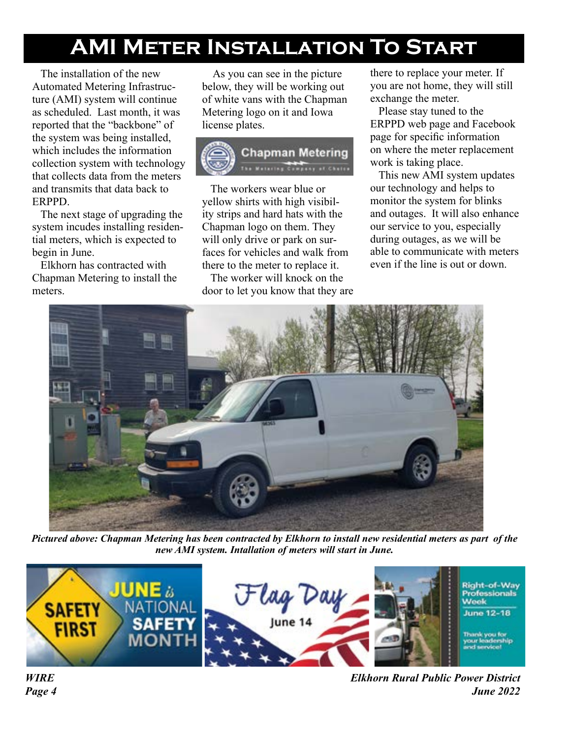# AMI Meter Installation To Start

The installation of the new Automated Metering Infrastructure (AMI) system will continue as scheduled. Last month, it was reported that the "backbone" of the system was being installed, which includes the information collection system with technology that collects data from the meters and transmits that data back to ERPPD.

The next stage of upgrading the system incudes installing residential meters, which is expected to begin in June.

Elkhorn has contracted with Chapman Metering to install the meters.

As you can see in the picture below, they will be working out of white vans with the Chapman Metering logo on it and Iowa license plates.

The workers wear blue or yellow shirts with high visibility strips and hard hats with the Chapman logo on them. They will only drive or park on surfaces for vehicles and walk from there to the meter to replace it.

The worker will knock on the door to let you know that they are there to replace your meter. If you are not home, they will still exchange the meter.

Please stay tuned to the ERPPD web page and Facebook page for specific information on where the meter replacement work is taking place.

This new AMI system updates our technology and helps to monitor the system for blinks and outages. It will also enhance our service to you, especially during outages, as we will be able to communicate with meters even if the line is out or down.

***Pictured above: Chapman Metering has been contracted by Elkhorn to install new residential meters as part of the new AMI system. Intallation of meters will start in June.***

SAFETY FIRST

JUNE is NATIONAL SAFETY MONTH

Flag Day

June 14

Right-of-Way Professionals Week

June 12-18

Thank you for your leadership and service!